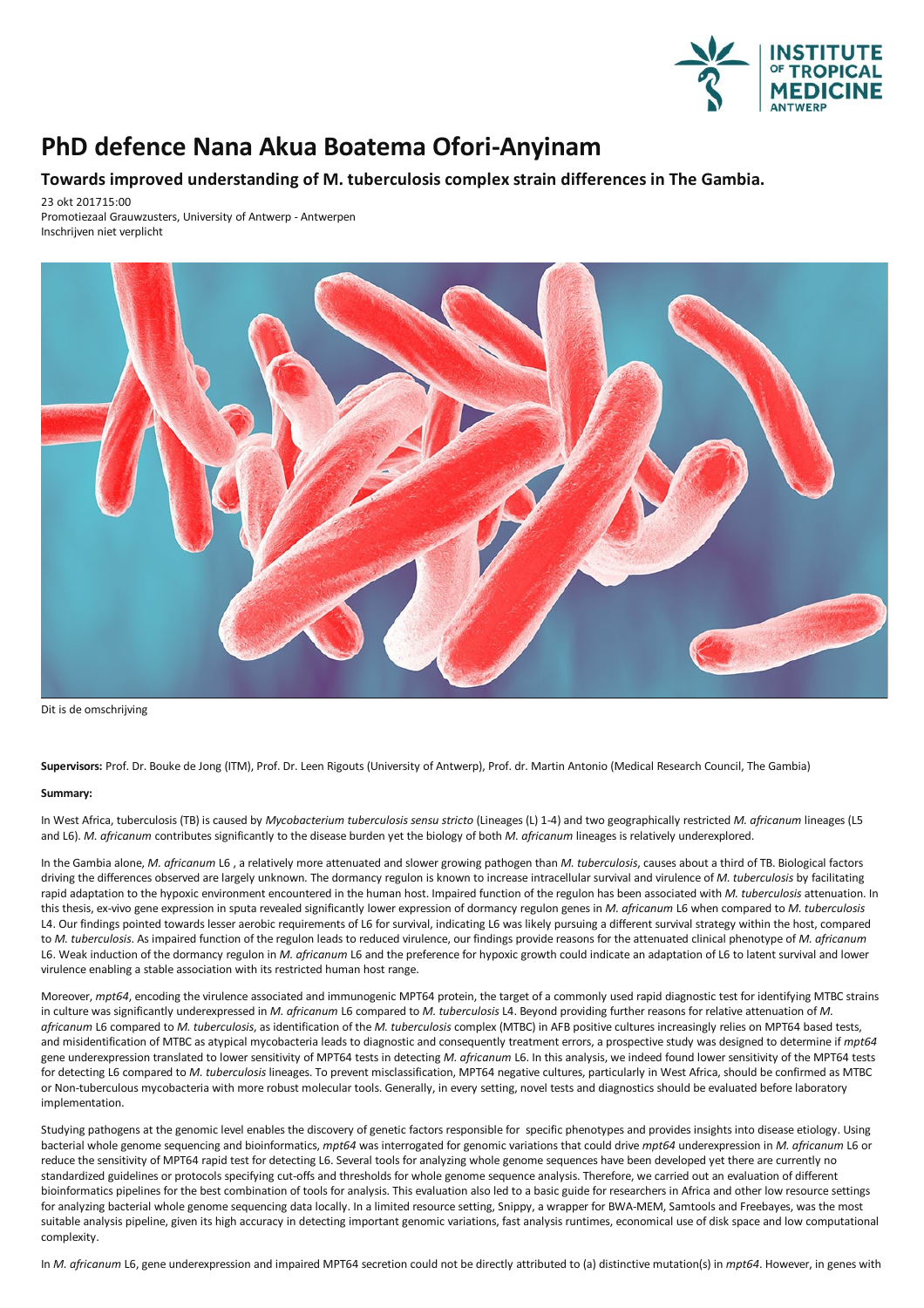# PhD defence Nana Akua Boatema Ofori-Anyinam

## Towards improved understanding of M. tuberculosis complex strain differences in The Gambia.

23 okt 201715:00
Promotiezaal Grauwzusters, University of Antwerp - Antwerpen
Inschrijven niet verplicht

Dit is de omschrijving

**Supervisors:** Prof. Dr. Bouke de Jong (ITM), Prof. Dr. Leen Rigouts (University of Antwerp), Prof. dr. Martin Antonio (Medical Research Council, The Gambia)

**Summary:**

In West Africa, tuberculosis (TB) is caused by *Mycobacterium tuberculosis sensu stricto* (Lineages (L) 1-4) and two geographically restricted *M. africanum* lineages (L5 and L6). *M. africanum* contributes significantly to the disease burden yet the biology of both *M. africanum* lineages is relatively underexplored.

In the Gambia alone, *M. africanum* L6 , a relatively more attenuated and slower growing pathogen than *M. tuberculosis*, causes about a third of TB. Biological factors driving the differences observed are largely unknown. The dormancy regulon is known to increase intracellular survival and virulence of *M. tuberculosis* by facilitating rapid adaptation to the hypoxic environment encountered in the human host. Impaired function of the regulon has been associated with *M. tuberculosis* attenuation. In this thesis, ex-vivo gene expression in sputa revealed significantly lower expression of dormancy regulon genes in *M. africanum* L6 when compared to *M. tuberculosis* L4. Our findings pointed towards lesser aerobic requirements of L6 for survival, indicating L6 was likely pursuing a different survival strategy within the host, compared to *M. tuberculosis*. As impaired function of the regulon leads to reduced virulence, our findings provide reasons for the attenuated clinical phenotype of *M. africanum* L6. Weak induction of the dormancy regulon in *M. africanum* L6 and the preference for hypoxic growth could indicate an adaptation of L6 to latent survival and lower virulence enabling a stable association with its restricted human host range.

Moreover, *mpt64*, encoding the virulence associated and immunogenic MPT64 protein, the target of a commonly used rapid diagnostic test for identifying MTBC strains in culture was significantly underexpressed in *M. africanum* L6 compared to *M. tuberculosis* L4. Beyond providing further reasons for relative attenuation of *M. africanum* L6 compared to *M. tuberculosis*, as identification of the *M. tuberculosis* complex (MTBC) in AFB positive cultures increasingly relies on MPT64 based tests, and misidentification of MTBC as atypical mycobacteria leads to diagnostic and consequently treatment errors, a prospective study was designed to determine if *mpt64* gene underexpression translated to lower sensitivity of MPT64 tests in detecting *M. africanum* L6. In this analysis, we indeed found lower sensitivity of the MPT64 tests for detecting L6 compared to *M. tuberculosis* lineages. To prevent misclassification, MPT64 negative cultures, particularly in West Africa, should be confirmed as MTBC or Non-tuberculous mycobacteria with more robust molecular tools. Generally, in every setting, novel tests and diagnostics should be evaluated before laboratory implementation.

Studying pathogens at the genomic level enables the discovery of genetic factors responsible for specific phenotypes and provides insights into disease etiology. Using bacterial whole genome sequencing and bioinformatics, *mpt64* was interrogated for genomic variations that could drive *mpt64* underexpression in *M. africanum* L6 or reduce the sensitivity of MPT64 rapid test for detecting L6. Several tools for analyzing whole genome sequences have been developed yet there are currently no standardized guidelines or protocols specifying cut-offs and thresholds for whole genome sequence analysis. Therefore, we carried out an evaluation of different bioinformatics pipelines for the best combination of tools for analysis. This evaluation also led to a basic guide for researchers in Africa and other low resource settings for analyzing bacterial whole genome sequencing data locally. In a limited resource setting, Snippy, a wrapper for BWA-MEM, Samtools and Freebayes, was the most suitable analysis pipeline, given its high accuracy in detecting important genomic variations, fast analysis runtimes, economical use of disk space and low computational complexity.

In *M. africanum* L6, gene underexpression and impaired MPT64 secretion could not be directly attributed to (a) distinctive mutation(s) in *mpt64*. However, in genes with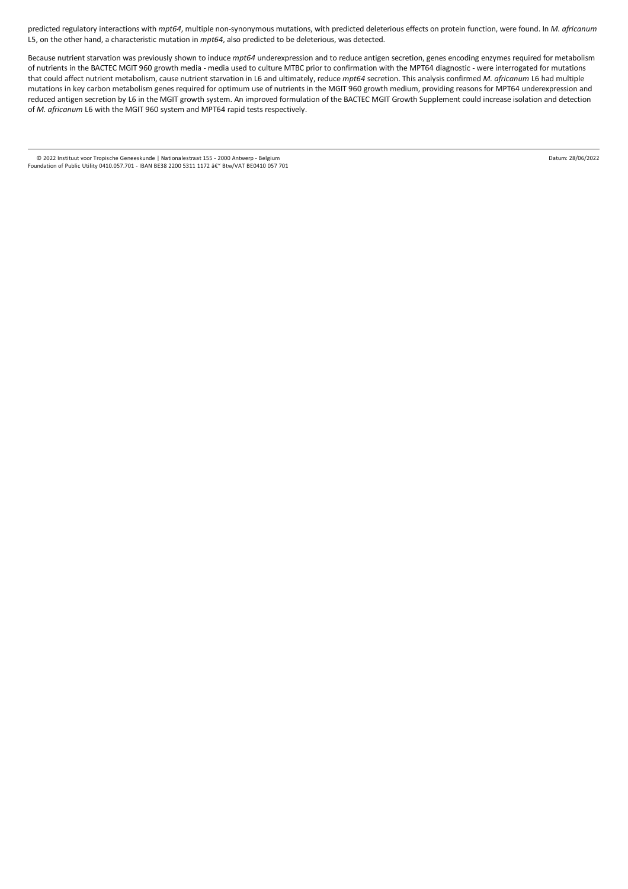predicted regulatory interactions with *mpt64*, multiple non-synonymous mutations, with predicted deleterious effects on protein function, were found. In *M. africanum* L5, on the other hand, a characteristic mutation in *mpt64*, also predicted to be deleterious, was detected.

Because nutrient starvation was previously shown to induce *mpt64* underexpression and to reduce antigen secretion, genes encoding enzymes required for metabolism of nutrients in the BACTEC MGIT 960 growth media - media used to culture MTBC prior to confirmation with the MPT64 diagnostic - were interrogated for mutations that could affect nutrient metabolism, cause nutrient starvation in L6 and ultimately, reduce *mpt64* secretion. This analysis confirmed *M. africanum* L6 had multiple mutations in key carbon metabolism genes required for optimum use of nutrients in the MGIT 960 growth medium, providing reasons for MPT64 underexpression and reduced antigen secretion by L6 in the MGIT growth system. An improved formulation of the BACTEC MGIT Growth Supplement could increase isolation and detection of *M. africanum* L6 with the MGIT 960 system and MPT64 rapid tests respectively.